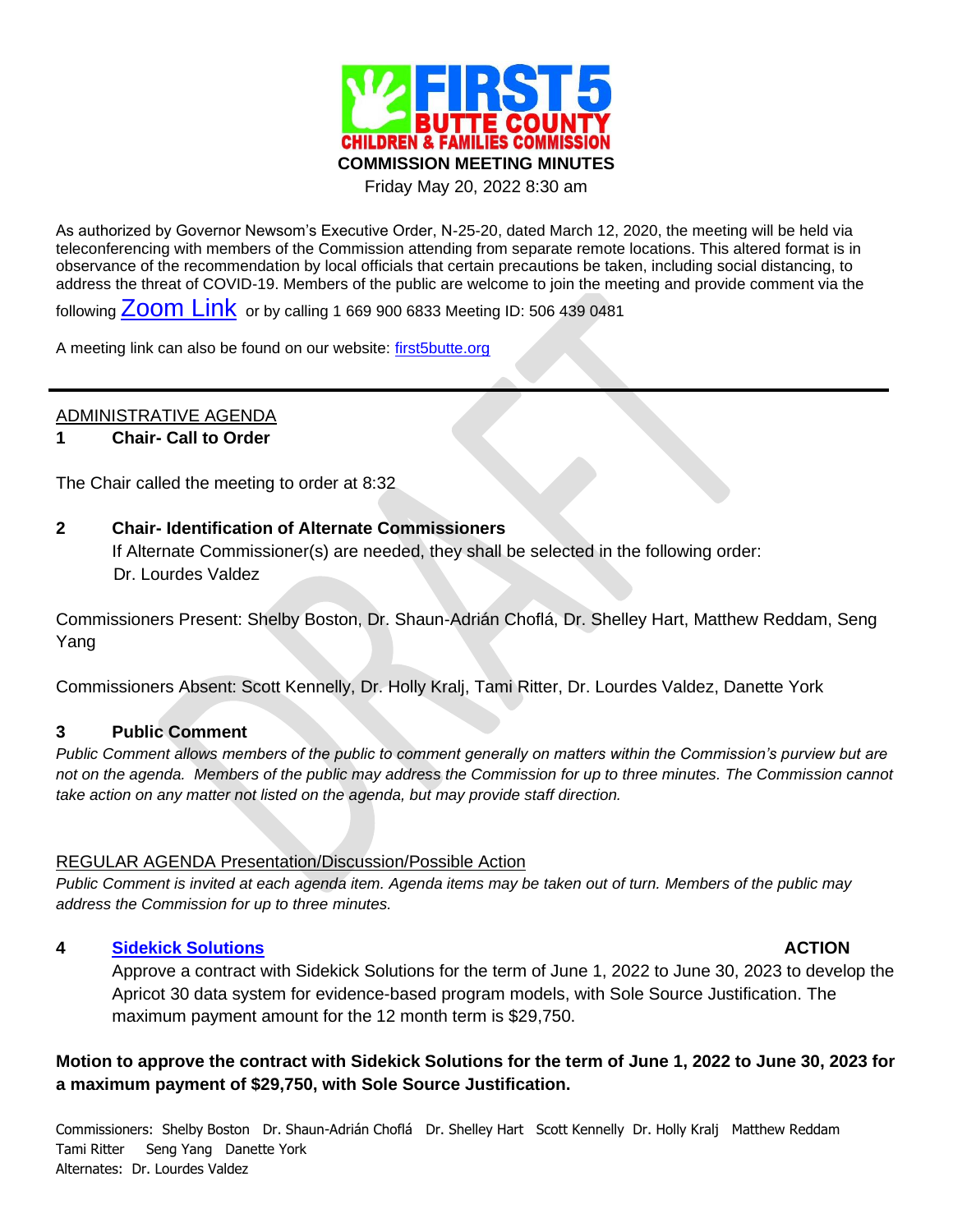# FIRST 5 BUTTE COUNTY CHILDREN & FAMILIES COMMISSION

## COMMISSION MEETING MINUTES

Friday May 20, 2022 8:30 am

As authorized by Governor Newsom's Executive Order, N-25-20, dated March 12, 2020, the meeting will be held via teleconferencing with members of the Commission attending from separate remote locations. This altered format is in observance of the recommendation by local officials that certain precautions be taken, including social distancing, to address the threat of COVID-19. Members of the public are welcome to join the meeting and provide comment via the following Zoom Link or by calling 1 669 900 6833 Meeting ID: 506 439 0481

A meeting link can also be found on our website: first5butte.org

---

ADMINISTRATIVE AGENDA

**1 Chair- Call to Order**

The Chair called the meeting to order at 8:32

**2 Chair- Identification of Alternate Commissioners**

If Alternate Commissioner(s) are needed, they shall be selected in the following order:
Dr. Lourdes Valdez

Commissioners Present: Shelby Boston, Dr. Shaun-Adrián Choflá, Dr. Shelley Hart, Matthew Reddam, Seng Yang

Commissioners Absent: Scott Kennelly, Dr. Holly Kralj, Tami Ritter, Dr. Lourdes Valdez, Danette York

**3 Public Comment**

*Public Comment allows members of the public to comment generally on matters within the Commission's purview but are not on the agenda. Members of the public may address the Commission for up to three minutes. The Commission cannot take action on any matter not listed on the agenda, but may provide staff direction.*

REGULAR AGENDA Presentation/Discussion/Possible Action

*Public Comment is invited at each agenda item. Agenda items may be taken out of turn. Members of the public may address the Commission for up to three minutes.*

**4 Sidekick Solutions** **ACTION**

Approve a contract with Sidekick Solutions for the term of June 1, 2022 to June 30, 2023 to develop the Apricot 30 data system for evidence-based program models, with Sole Source Justification. The maximum payment amount for the 12 month term is $29,750.

**Motion to approve the contract with Sidekick Solutions for the term of June 1, 2022 to June 30, 2023 for a maximum payment of $29,750, with Sole Source Justification.**

Commissioners: Shelby Boston Dr. Shaun-Adrián Choflá Dr. Shelley Hart Scott Kennelly Dr. Holly Kralj Matthew Reddam Tami Ritter Seng Yang Danette York
Alternates: Dr. Lourdes Valdez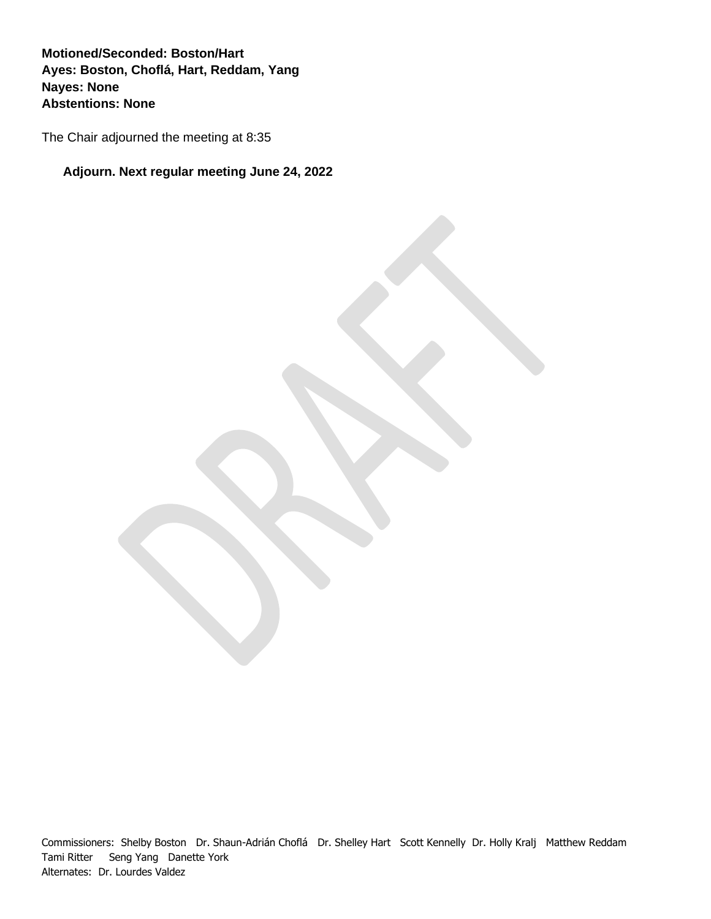**Motioned/Seconded: Boston/Hart**
**Ayes: Boston, Choflá, Hart, Reddam, Yang**
**Nayes: None**
**Abstentions: None**

The Chair adjourned the meeting at 8:35

**Adjourn. Next regular meeting June 24, 2022**

Commissioners: Shelby Boston Dr. Shaun-Adrián Choflá Dr. Shelley Hart Scott Kennelly Dr. Holly Kralj Matthew Reddam Tami Ritter Seng Yang Danette York
Alternates: Dr. Lourdes Valdez